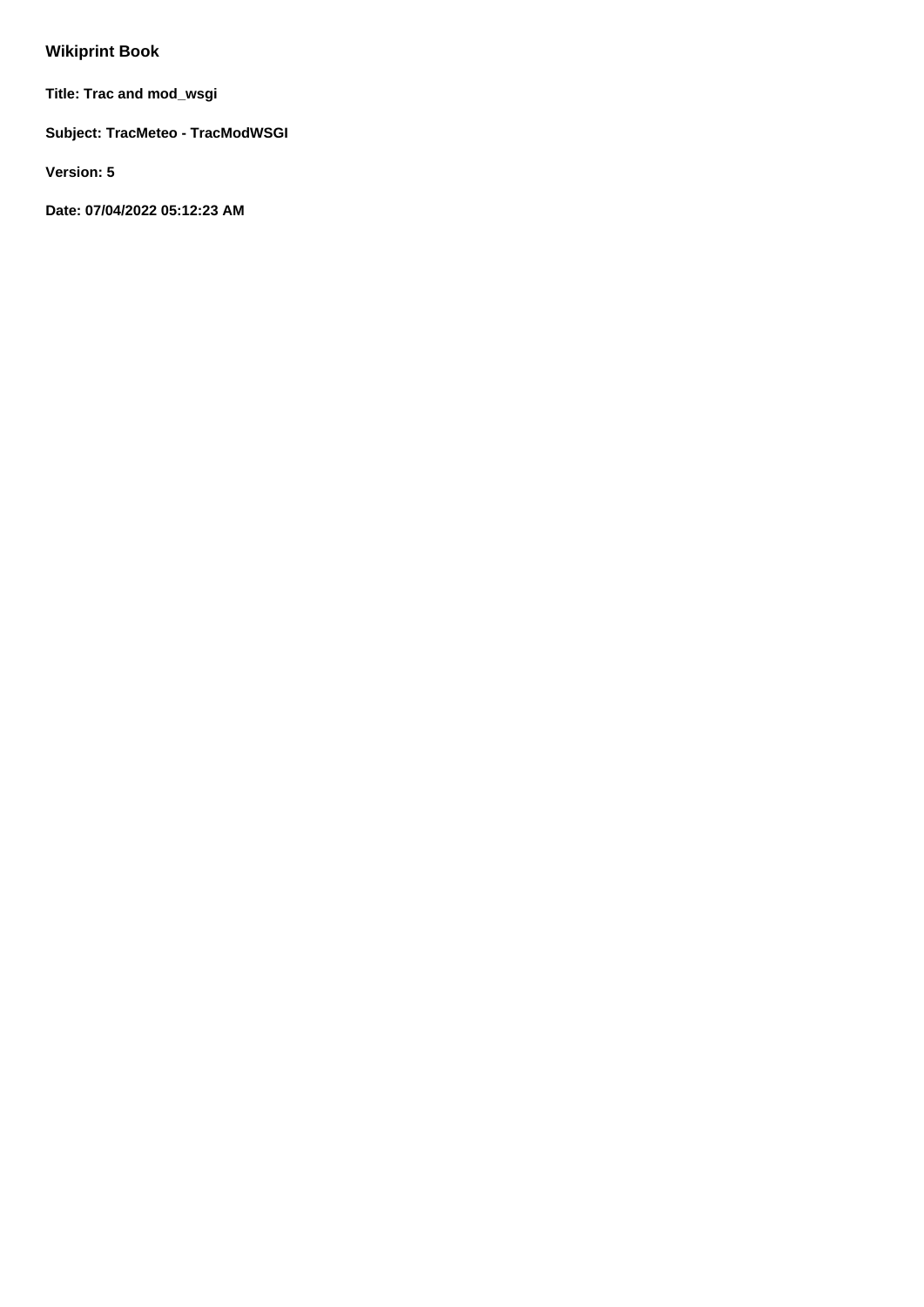## Wikiprint Book

**Title: Trac and mod_wsgi**

**Subject: TracMeteo - TracModWSGI**

**Version: 5**

**Date: 07/04/2022 05:12:23 AM**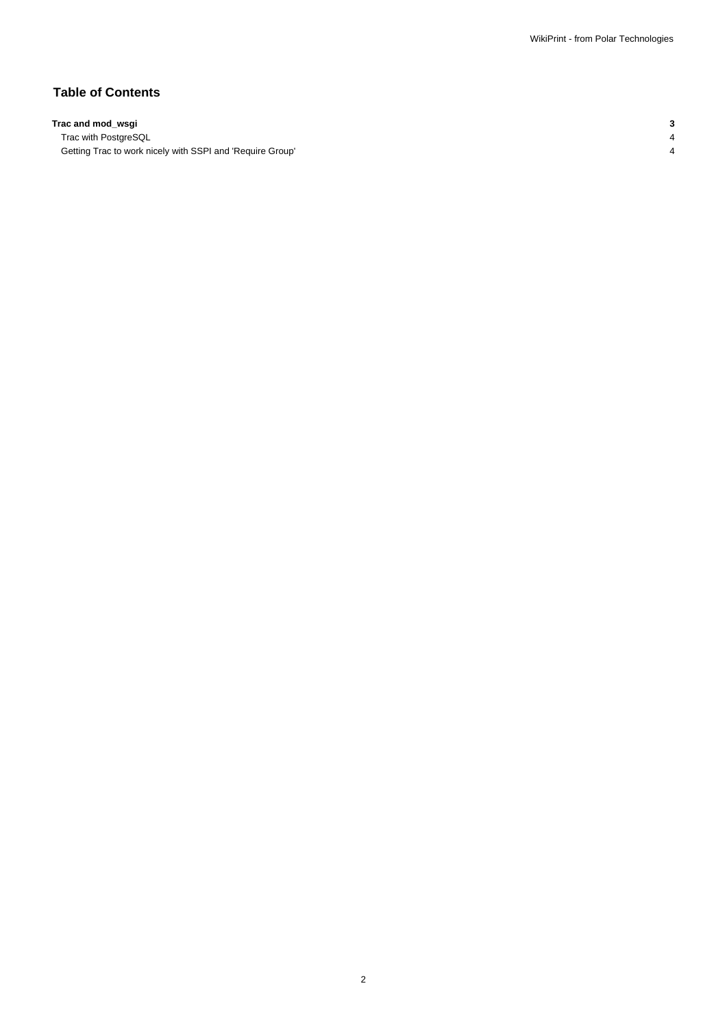## Table of Contents

| | |
|---|---|
| **Trac and mod_wsgi** | **3** |
| Trac with PostgreSQL | 4 |
| Getting Trac to work nicely with SSPI and 'Require Group' | 4 |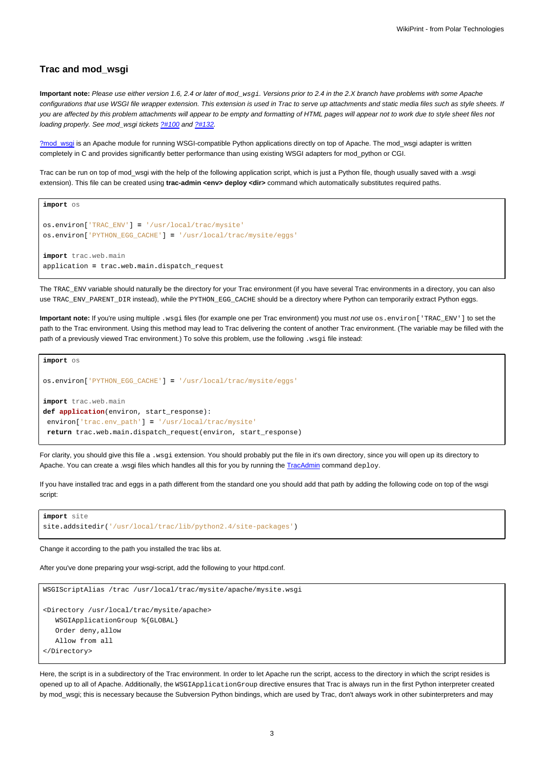### Trac and mod_wsgi

**Important note:** *Please use either version 1.6, 2.4 or later of `mod_wsgi`. Versions prior to 2.4 in the 2.X branch have problems with some Apache configurations that use WSGI file wrapper extension. This extension is used in Trac to serve up attachments and static media files such as style sheets. If you are affected by this problem attachments will appear to be empty and formatting of HTML pages will appear not to work due to style sheet files not loading properly. See mod_wsgi tickets [?#100]() and [?#132]().*

[?mod_wsgi]() is an Apache module for running WSGI-compatible Python applications directly on top of Apache. The mod_wsgi adapter is written completely in C and provides significantly better performance than using existing WSGI adapters for mod_python or CGI.

Trac can be run on top of mod_wsgi with the help of the following application script, which is just a Python file, though usually saved with a .wsgi extension). This file can be created using **trac-admin <env> deploy <dir>** command which automatically substitutes required paths.

```
import os

os.environ['TRAC_ENV'] = '/usr/local/trac/mysite'
os.environ['PYTHON_EGG_CACHE'] = '/usr/local/trac/mysite/eggs'

import trac.web.main
application = trac.web.main.dispatch_request
```

The `TRAC_ENV` variable should naturally be the directory for your Trac environment (if you have several Trac environments in a directory, you can also use `TRAC_ENV_PARENT_DIR` instead), while the `PYTHON_EGG_CACHE` should be a directory where Python can temporarily extract Python eggs.

**Important note:** If you're using multiple `.wsgi` files (for example one per Trac environment) you must *not* use `os.environ['TRAC_ENV']` to set the path to the Trac environment. Using this method may lead to Trac delivering the content of another Trac environment. (The variable may be filled with the path of a previously viewed Trac environment.) To solve this problem, use the following `.wsgi` file instead:

```
import os

os.environ['PYTHON_EGG_CACHE'] = '/usr/local/trac/mysite/eggs'

import trac.web.main
def application(environ, start_response):
 environ['trac.env_path'] = '/usr/local/trac/mysite'
 return trac.web.main.dispatch_request(environ, start_response)
```

For clarity, you should give this file a `.wsgi` extension. You should probably put the file in it's own directory, since you will open up its directory to Apache. You can create a .wsgi files which handles all this for you by running the [TracAdmin]() command `deploy`.

If you have installed trac and eggs in a path different from the standard one you should add that path by adding the following code on top of the wsgi script:

```
import site
site.addsitedir('/usr/local/trac/lib/python2.4/site-packages')
```

Change it according to the path you installed the trac libs at.

After you've done preparing your wsgi-script, add the following to your httpd.conf.

```
WSGIScriptAlias /trac /usr/local/trac/mysite/apache/mysite.wsgi

<Directory /usr/local/trac/mysite/apache>
   WSGIApplicationGroup %{GLOBAL}
   Order deny,allow
   Allow from all
</Directory>
```

Here, the script is in a subdirectory of the Trac environment. In order to let Apache run the script, access to the directory in which the script resides is opened up to all of Apache. Additionally, the `WSGIApplicationGroup` directive ensures that Trac is always run in the first Python interpreter created by mod_wsgi; this is necessary because the Subversion Python bindings, which are used by Trac, don't always work in other subinterpreters and may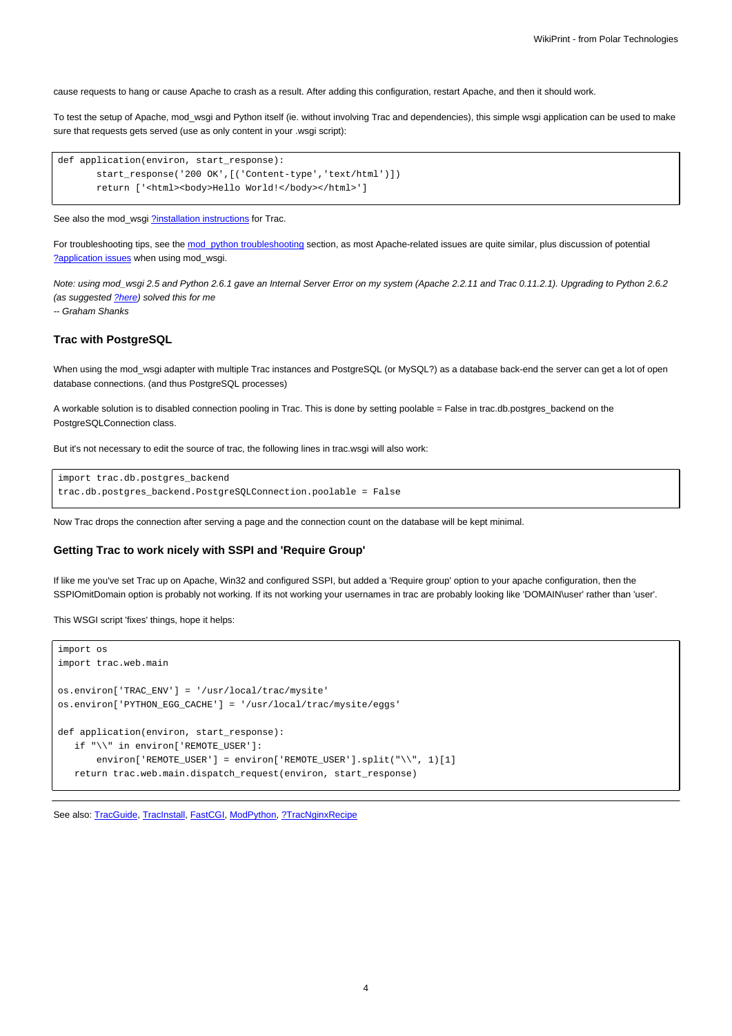cause requests to hang or cause Apache to crash as a result. After adding this configuration, restart Apache, and then it should work.

To test the setup of Apache, mod_wsgi and Python itself (ie. without involving Trac and dependencies), this simple wsgi application can be used to make sure that requests gets served (use as only content in your .wsgi script):

```
def application(environ, start_response):
       start_response('200 OK',[('Content-type','text/html')])
       return ['<html><body>Hello World!</body></html>']
```

See also the mod_wsgi ?installation instructions for Trac.

For troubleshooting tips, see the mod_python troubleshooting section, as most Apache-related issues are quite similar, plus discussion of potential ?application issues when using mod_wsgi.

*Note: using mod_wsgi 2.5 and Python 2.6.1 gave an Internal Server Error on my system (Apache 2.2.11 and Trac 0.11.2.1). Upgrading to Python 2.6.2 (as suggested ?here) solved this for me*
*-- Graham Shanks*

### Trac with PostgreSQL

When using the mod_wsgi adapter with multiple Trac instances and PostgreSQL (or MySQL?) as a database back-end the server can get a lot of open database connections. (and thus PostgreSQL processes)

A workable solution is to disabled connection pooling in Trac. This is done by setting poolable = False in trac.db.postgres_backend on the PostgreSQLConnection class.

But it's not necessary to edit the source of trac, the following lines in trac.wsgi will also work:

```
import trac.db.postgres_backend
trac.db.postgres_backend.PostgreSQLConnection.poolable = False
```

Now Trac drops the connection after serving a page and the connection count on the database will be kept minimal.

### Getting Trac to work nicely with SSPI and 'Require Group'

If like me you've set Trac up on Apache, Win32 and configured SSPI, but added a 'Require group' option to your apache configuration, then the SSPIOmitDomain option is probably not working. If its not working your usernames in trac are probably looking like 'DOMAIN\user' rather than 'user'.

This WSGI script 'fixes' things, hope it helps:

```
import os
import trac.web.main

os.environ['TRAC_ENV'] = '/usr/local/trac/mysite'
os.environ['PYTHON_EGG_CACHE'] = '/usr/local/trac/mysite/eggs'

def application(environ, start_response):
   if "\\" in environ['REMOTE_USER']:
       environ['REMOTE_USER'] = environ['REMOTE_USER'].split("\\", 1)[1]
   return trac.web.main.dispatch_request(environ, start_response)
```

---

See also: TracGuide, TracInstall, FastCGI, ModPython, ?TracNginxRecipe